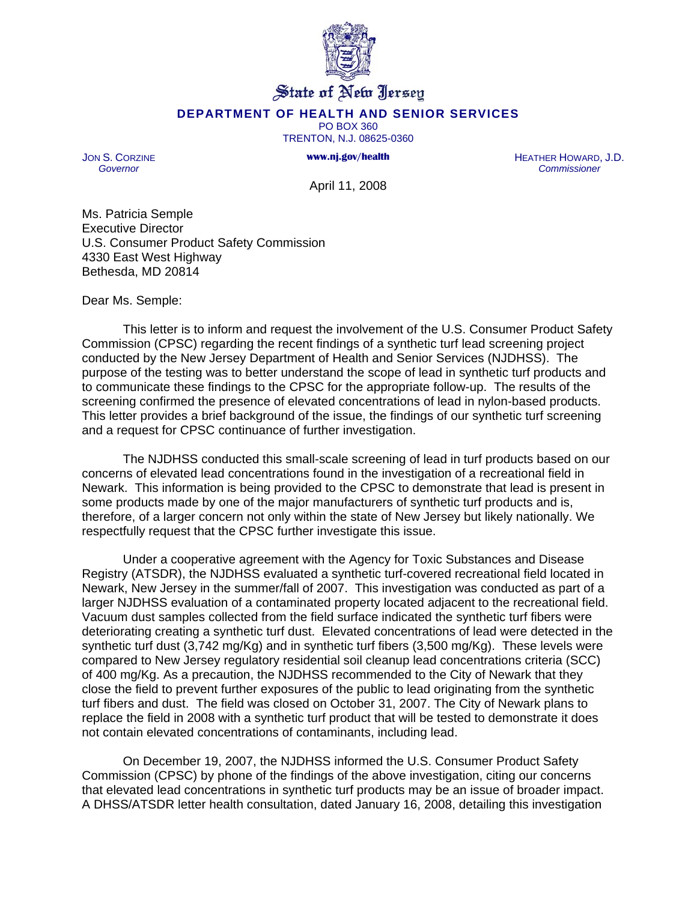# State of New Jersey

## DEPARTMENT OF HEALTH AND SENIOR SERVICES

PO BOX 360
TRENTON, N.J. 08625-0360

www.nj.gov/health

JON S. CORZINE
*Governor*

HEATHER HOWARD, J.D.
*Commissioner*

April 11, 2008

Ms. Patricia Semple
Executive Director
U.S. Consumer Product Safety Commission
4330 East West Highway
Bethesda, MD 20814

Dear Ms. Semple:

This letter is to inform and request the involvement of the U.S. Consumer Product Safety Commission (CPSC) regarding the recent findings of a synthetic turf lead screening project conducted by the New Jersey Department of Health and Senior Services (NJDHSS). The purpose of the testing was to better understand the scope of lead in synthetic turf products and to communicate these findings to the CPSC for the appropriate follow-up. The results of the screening confirmed the presence of elevated concentrations of lead in nylon-based products. This letter provides a brief background of the issue, the findings of our synthetic turf screening and a request for CPSC continuance of further investigation.

The NJDHSS conducted this small-scale screening of lead in turf products based on our concerns of elevated lead concentrations found in the investigation of a recreational field in Newark. This information is being provided to the CPSC to demonstrate that lead is present in some products made by one of the major manufacturers of synthetic turf products and is, therefore, of a larger concern not only within the state of New Jersey but likely nationally. We respectfully request that the CPSC further investigate this issue.

Under a cooperative agreement with the Agency for Toxic Substances and Disease Registry (ATSDR), the NJDHSS evaluated a synthetic turf-covered recreational field located in Newark, New Jersey in the summer/fall of 2007. This investigation was conducted as part of a larger NJDHSS evaluation of a contaminated property located adjacent to the recreational field. Vacuum dust samples collected from the field surface indicated the synthetic turf fibers were deteriorating creating a synthetic turf dust. Elevated concentrations of lead were detected in the synthetic turf dust (3,742 mg/Kg) and in synthetic turf fibers (3,500 mg/Kg). These levels were compared to New Jersey regulatory residential soil cleanup lead concentrations criteria (SCC) of 400 mg/Kg. As a precaution, the NJDHSS recommended to the City of Newark that they close the field to prevent further exposures of the public to lead originating from the synthetic turf fibers and dust. The field was closed on October 31, 2007. The City of Newark plans to replace the field in 2008 with a synthetic turf product that will be tested to demonstrate it does not contain elevated concentrations of contaminants, including lead.

On December 19, 2007, the NJDHSS informed the U.S. Consumer Product Safety Commission (CPSC) by phone of the findings of the above investigation, citing our concerns that elevated lead concentrations in synthetic turf products may be an issue of broader impact. A DHSS/ATSDR letter health consultation, dated January 16, 2008, detailing this investigation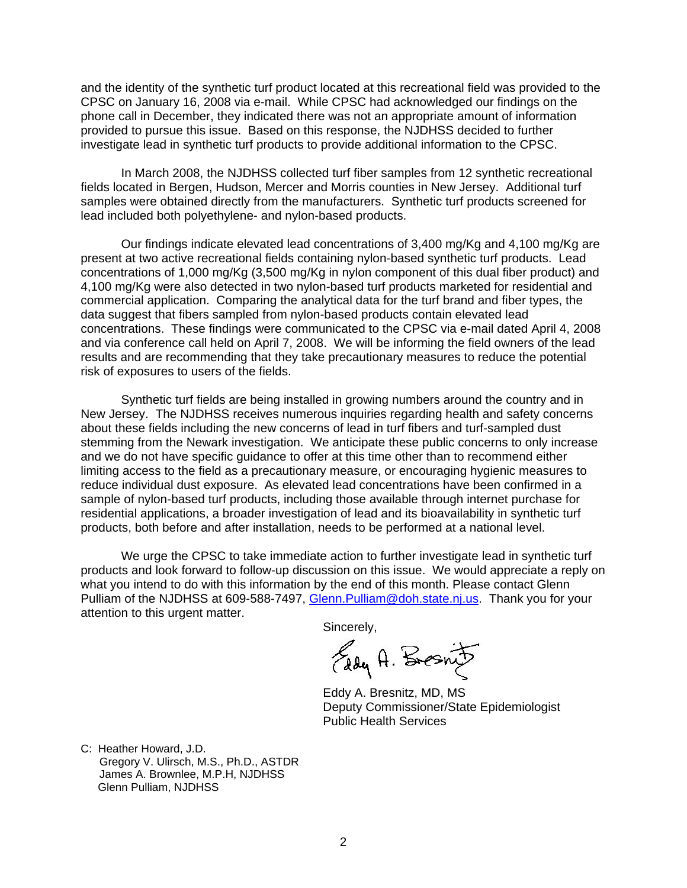and the identity of the synthetic turf product located at this recreational field was provided to the CPSC on January 16, 2008 via e-mail. While CPSC had acknowledged our findings on the phone call in December, they indicated there was not an appropriate amount of information provided to pursue this issue. Based on this response, the NJDHSS decided to further investigate lead in synthetic turf products to provide additional information to the CPSC.

In March 2008, the NJDHSS collected turf fiber samples from 12 synthetic recreational fields located in Bergen, Hudson, Mercer and Morris counties in New Jersey. Additional turf samples were obtained directly from the manufacturers. Synthetic turf products screened for lead included both polyethylene- and nylon-based products.

Our findings indicate elevated lead concentrations of 3,400 mg/Kg and 4,100 mg/Kg are present at two active recreational fields containing nylon-based synthetic turf products. Lead concentrations of 1,000 mg/Kg (3,500 mg/Kg in nylon component of this dual fiber product) and 4,100 mg/Kg were also detected in two nylon-based turf products marketed for residential and commercial application. Comparing the analytical data for the turf brand and fiber types, the data suggest that fibers sampled from nylon-based products contain elevated lead concentrations. These findings were communicated to the CPSC via e-mail dated April 4, 2008 and via conference call held on April 7, 2008. We will be informing the field owners of the lead results and are recommending that they take precautionary measures to reduce the potential risk of exposures to users of the fields.

Synthetic turf fields are being installed in growing numbers around the country and in New Jersey. The NJDHSS receives numerous inquiries regarding health and safety concerns about these fields including the new concerns of lead in turf fibers and turf-sampled dust stemming from the Newark investigation. We anticipate these public concerns to only increase and we do not have specific guidance to offer at this time other than to recommend either limiting access to the field as a precautionary measure, or encouraging hygienic measures to reduce individual dust exposure. As elevated lead concentrations have been confirmed in a sample of nylon-based turf products, including those available through internet purchase for residential applications, a broader investigation of lead and its bioavailability in synthetic turf products, both before and after installation, needs to be performed at a national level.

We urge the CPSC to take immediate action to further investigate lead in synthetic turf products and look forward to follow-up discussion on this issue. We would appreciate a reply on what you intend to do with this information by the end of this month. Please contact Glenn Pulliam of the NJDHSS at 609-588-7497, Glenn.Pulliam@doh.state.nj.us. Thank you for your attention to this urgent matter.

Sincerely,

Eddy A. Bresnitz

Eddy A. Bresnitz, MD, MS
Deputy Commissioner/State Epidemiologist
Public Health Services

C: Heather Howard, J.D.
Gregory V. Ulirsch, M.S., Ph.D., ASTDR
James A. Brownlee, M.P.H, NJDHSS
Glenn Pulliam, NJDHSS